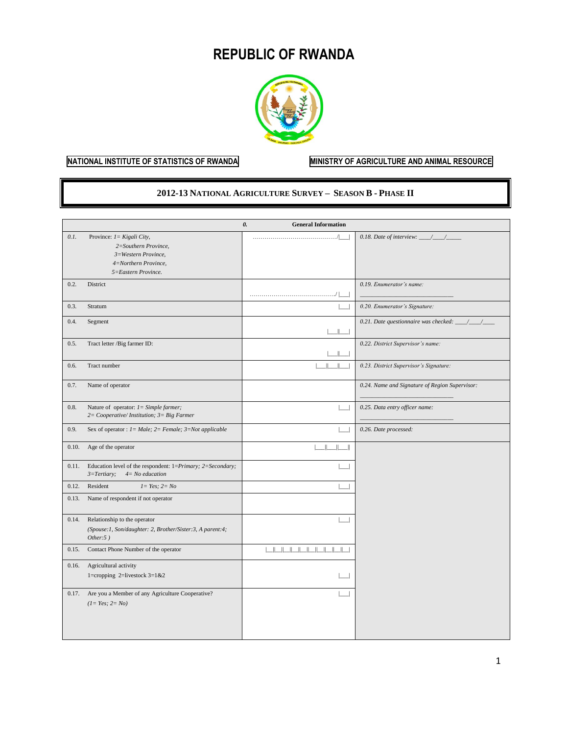# REPUBLIC OF RWANDA

NATIONAL INSTITUTE OF STATISTICS OF RWANDA

MINISTRY OF AGRICULTURE AND ANIMAL RESOURCE

## 2012-13 NATIONAL AGRICULTURE SURVEY – SEASON B - PHASE II

| | *0.* General Information | | |
|---|---|---|---|
| *0.1.* | Province: *1= Kigali City, 2=Southern Province, 3=Western Province, 4=Northern Province, 5=Eastern Province.* | ………………………………./\|\_\_\| | *0.18. Date of interview: \_\_\_\_/\_\_\_\_/\_\_\_\_\_* |
| 0.2. | District | ………………………………./\|\_\_\| | *0.19. Enumerator's name:* \_\_\_\_\_\_\_\_\_\_\_\_\_\_\_\_\_\_\_\_\_\_\_\_\_\_\_\_\_\_ |
| 0.3. | Stratum | \|\_\_\| | *0.20. Enumerator's Signature:* |
| 0.4. | Segment | \|\_\_\|\|\_\_\| | *0.21. Date questionnaire was checked: \_\_\_\_/\_\_\_\_/\_\_\_\_* |
| 0.5. | Tract letter /Big farmer ID: | \|\_\_\|\|\_\_\| | *0.22. District Supervisor's name:* |
| 0.6. | Tract number | \|\_\_\|\|\_\_\|\|\_\_\| | *0.23. District Supervisor's Signature:* |
| 0.7. | Name of operator | | *0.24. Name and Signature of Region Supervisor:* \_\_\_\_\_\_\_\_\_\_\_\_\_\_\_\_\_\_\_\_\_\_\_\_\_\_\_\_\_\_ |
| 0.8. | Nature of operator: *1= Simple farmer; 2= Cooperative/ Institution; 3= Big Farmer* | \|\_\_\| | *0.25. Data entry officer name:* \_\_\_\_\_\_\_\_\_\_\_\_\_\_\_\_\_\_\_\_\_\_\_\_\_\_\_\_\_\_ |
| 0.9. | Sex of operator : *1= Male; 2= Female; 3=Not applicable* | \|\_\_\| | *0.26. Date processed:* |
| 0.10. | Age of the operator | \|\_\_\|\|\_\_\|\|\_\_\|\| | |
| 0.11. | Education level of the respondent: 1=*Primary; 2=Secondary; 3=Tertiary; 4= No education* | \|\_\_\| | |
| 0.12. | Resident *1= Yes; 2= No* | \|\_\_\| | |
| 0.13. | Name of respondent if not operator | | |
| 0.14. | Relationship to the operator *(Spouse:1, Son/daughter: 2, Brother/Sister:3, A parent:4; Other:5 )* | \|\_\_\| | |
| 0.15. | Contact Phone Number of the operator | \|\_\_\|\|\_\_\|\|\_\_\|\|\_\_\|\|\_\_\|\|\_\_\|\|\_\_\|\|\_\_\|\|\_\_\|\|\_\_\| | |
| 0.16. | Agricultural activity 1=cropping 2=livestock 3=1&2 | \|\_\_\| | |
| 0.17. | Are you a Member of any Agriculture Cooperative? *(1= Yes; 2= No)* | \|\_\_\| | |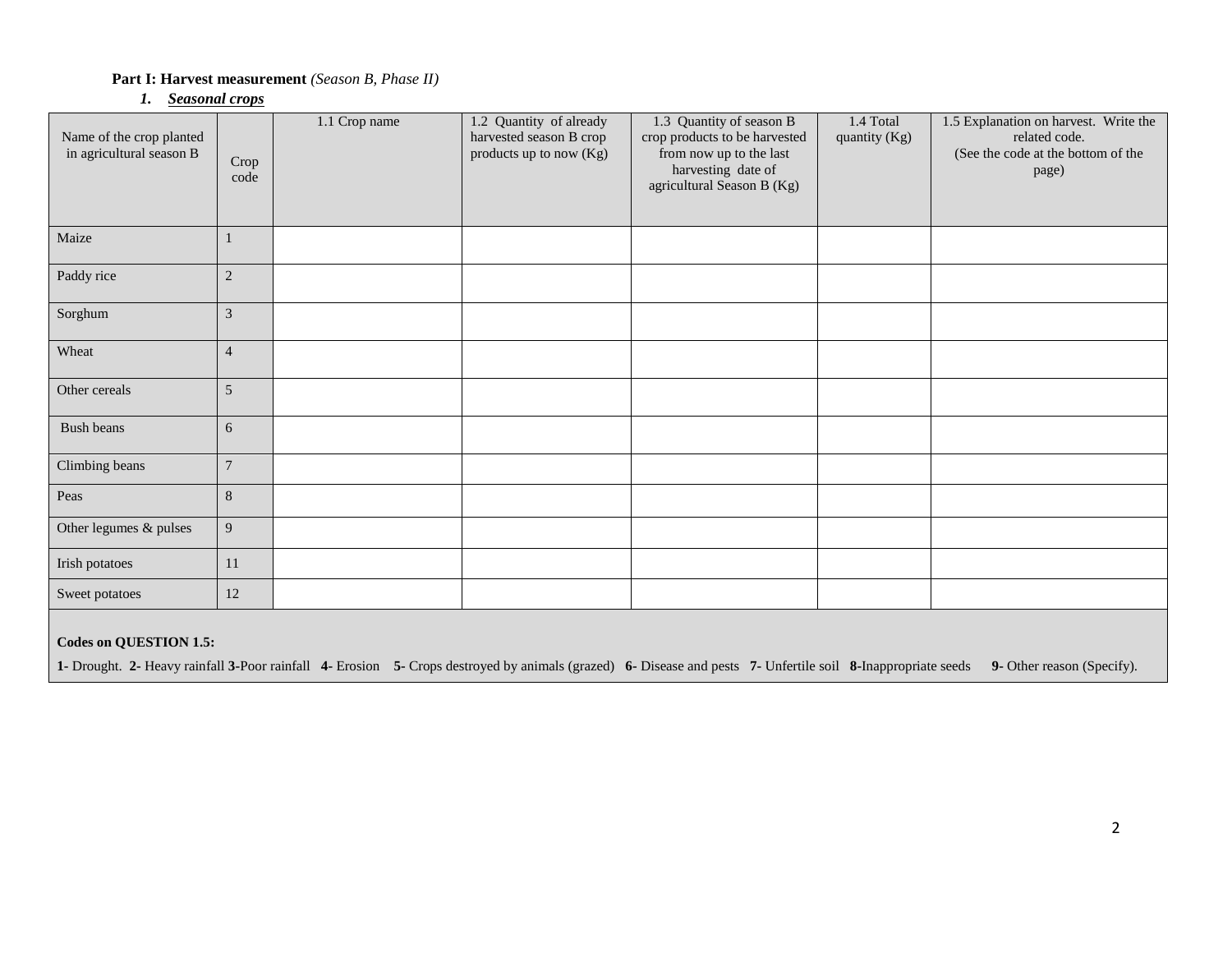**Part I: Harvest measurement** *(Season B, Phase II)*

1. ***Seasonal crops***

| Name of the crop planted in agricultural season B | Crop code | 1.1 Crop name | 1.2 Quantity of already harvested season B crop products up to now (Kg) | 1.3 Quantity of season B crop products to be harvested from now up to the last harvesting date of agricultural Season B (Kg) | 1.4 Total quantity (Kg) | 1.5 Explanation on harvest. Write the related code. (See the code at the bottom of the page) |
|---|---|---|---|---|---|---|
| Maize | 1 | | | | | |
| Paddy rice | 2 | | | | | |
| Sorghum | 3 | | | | | |
| Wheat | 4 | | | | | |
| Other cereals | 5 | | | | | |
| Bush beans | 6 | | | | | |
| Climbing beans | 7 | | | | | |
| Peas | 8 | | | | | |
| Other legumes & pulses | 9 | | | | | |
| Irish potatoes | 11 | | | | | |
| Sweet potatoes | 12 | | | | | |

**Codes on QUESTION 1.5:**

**1-** Drought. **2-** Heavy rainfall **3-**Poor rainfall **4-** Erosion **5-** Crops destroyed by animals (grazed) **6-** Disease and pests **7-** Unfertile soil **8-**Inappropriate seeds **9-** Other reason (Specify).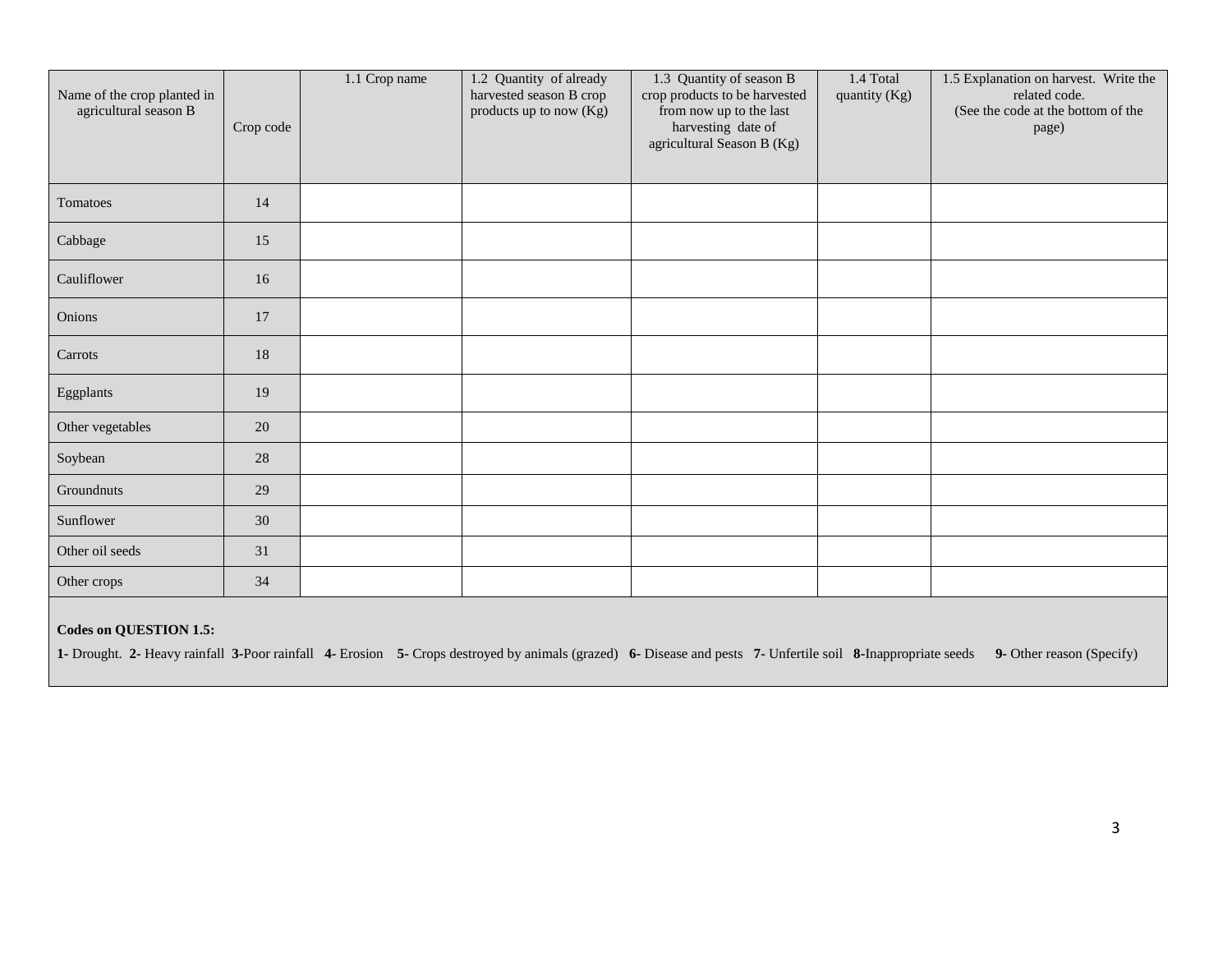| Name of the crop planted in agricultural season B | Crop code | 1.1 Crop name | 1.2 Quantity of already harvested season B crop products up to now (Kg) | 1.3 Quantity of season B crop products to be harvested from now up to the last harvesting date of agricultural Season B (Kg) | 1.4 Total quantity (Kg) | 1.5 Explanation on harvest. Write the related code. (See the code at the bottom of the page) |
|---|---|---|---|---|---|---|
| Tomatoes | 14 | | | | | |
| Cabbage | 15 | | | | | |
| Cauliflower | 16 | | | | | |
| Onions | 17 | | | | | |
| Carrots | 18 | | | | | |
| Eggplants | 19 | | | | | |
| Other vegetables | 20 | | | | | |
| Soybean | 28 | | | | | |
| Groundnuts | 29 | | | | | |
| Sunflower | 30 | | | | | |
| Other oil seeds | 31 | | | | | |
| Other crops | 34 | | | | | |

**Codes on QUESTION 1.5:**

**1-** Drought. **2-** Heavy rainfall **3-**Poor rainfall **4-** Erosion **5-** Crops destroyed by animals (grazed) **6-** Disease and pests **7-** Unfertile soil **8-**Inappropriate seeds **9-** Other reason (Specify)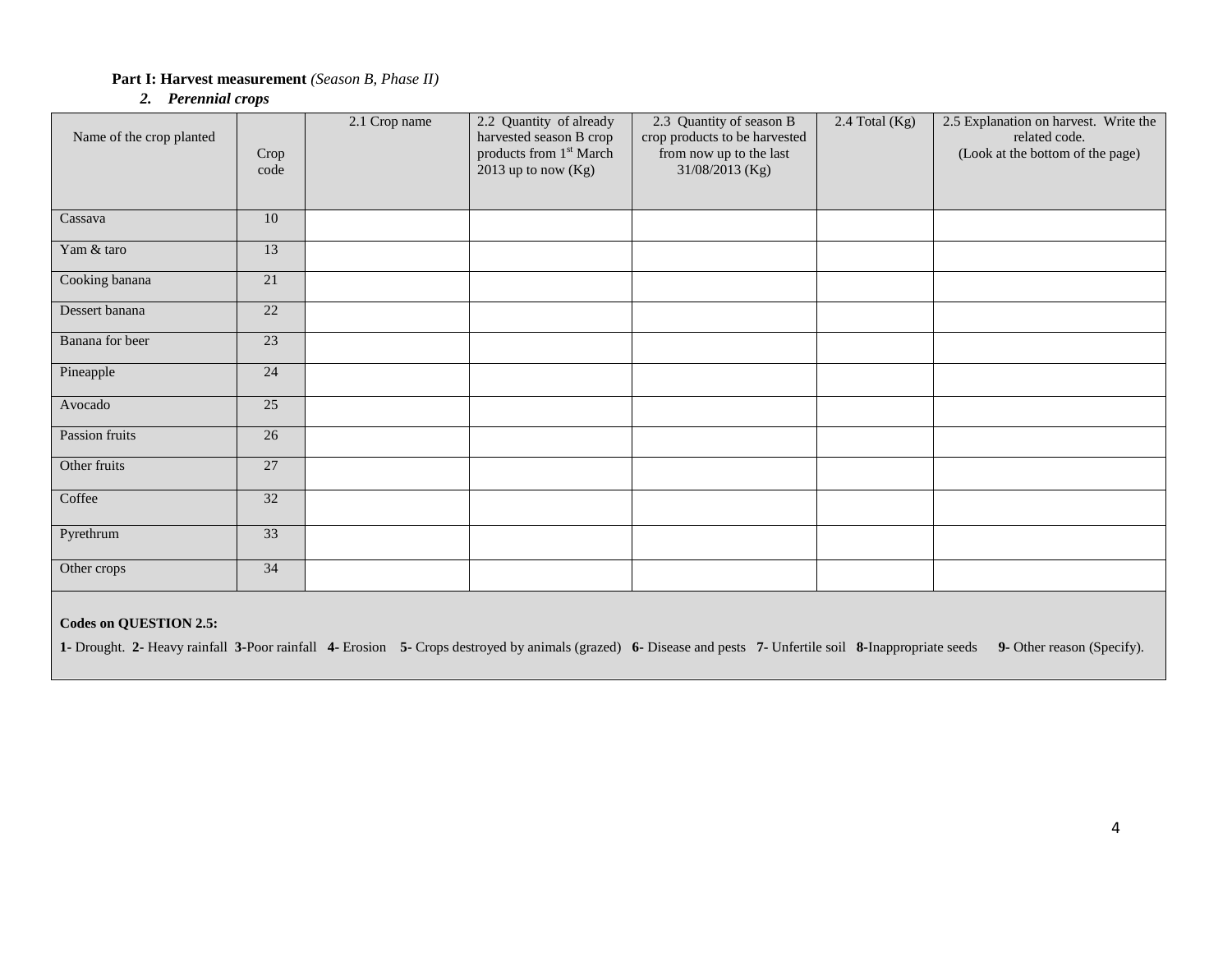**Part I: Harvest measurement** *(Season B, Phase II)*

*2. Perennial crops*

| Name of the crop planted | Crop code | 2.1 Crop name | 2.2 Quantity of already harvested season B crop products from 1st March 2013 up to now (Kg) | 2.3 Quantity of season B crop products to be harvested from now up to the last 31/08/2013 (Kg) | 2.4 Total (Kg) | 2.5 Explanation on harvest. Write the related code. (Look at the bottom of the page) |
|---|---|---|---|---|---|---|
| Cassava | 10 | | | | | |
| Yam & taro | 13 | | | | | |
| Cooking banana | 21 | | | | | |
| Dessert banana | 22 | | | | | |
| Banana for beer | 23 | | | | | |
| Pineapple | 24 | | | | | |
| Avocado | 25 | | | | | |
| Passion fruits | 26 | | | | | |
| Other fruits | 27 | | | | | |
| Coffee | 32 | | | | | |
| Pyrethrum | 33 | | | | | |
| Other crops | 34 | | | | | |

**Codes on QUESTION 2.5:**

**1-** Drought. **2-** Heavy rainfall **3-**Poor rainfall **4-** Erosion **5-** Crops destroyed by animals (grazed) **6-** Disease and pests **7-** Unfertile soil **8-**Inappropriate seeds **9-** Other reason (Specify).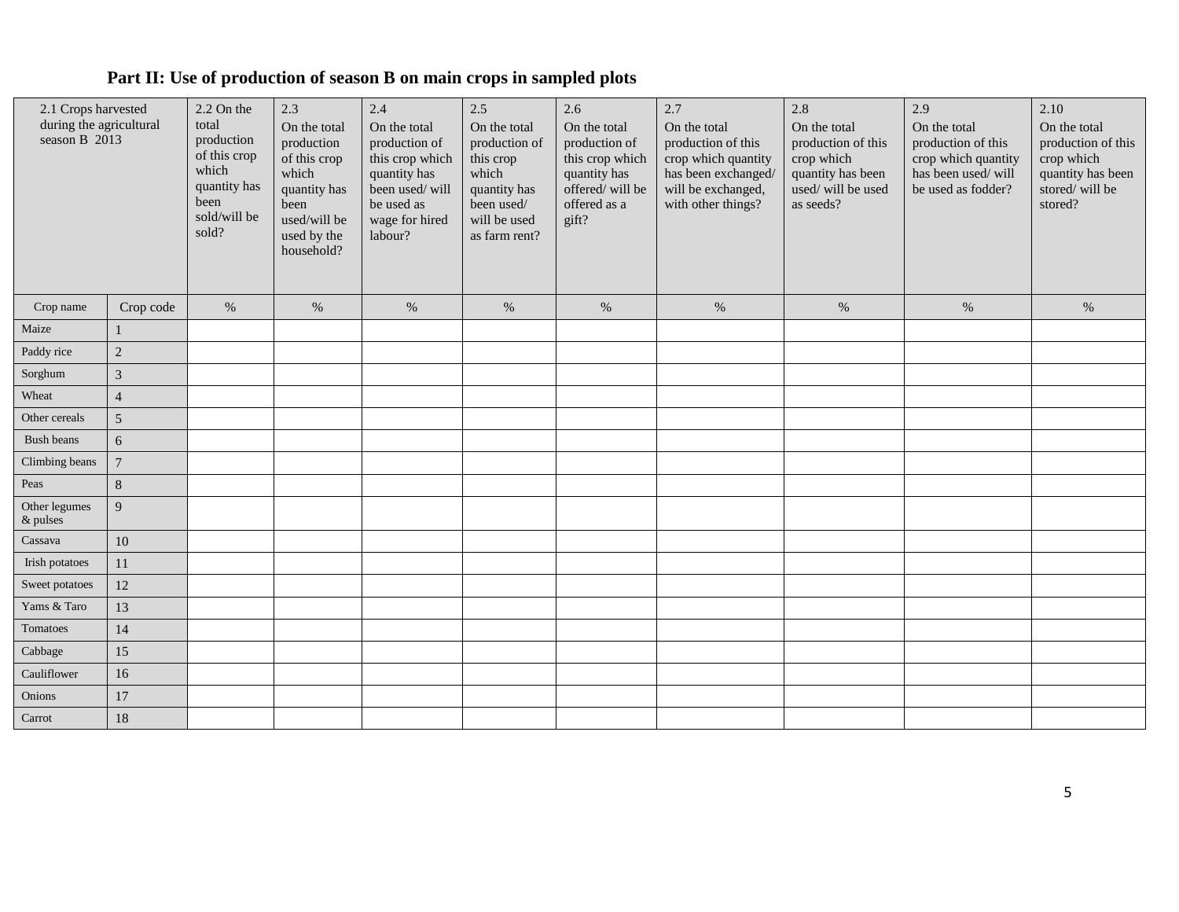## Part II: Use of production of season B on main crops in sampled plots

| 2.1 Crops harvested during the agricultural season B 2013 | | 2.2 On the total production of this crop which quantity has been sold/will be sold? | 2.3 On the total production of this crop which quantity has been used/will be used by the household? | 2.4 On the total production of this crop which quantity has been used/ will be used as wage for hired labour? | 2.5 On the total production of this crop which quantity has been used/ will be used as farm rent? | 2.6 On the total production of this crop which quantity has offered/ will be offered as a gift? | 2.7 On the total production of this crop which quantity has been exchanged/ will be exchanged, with other things? | 2.8 On the total production of this crop which quantity has been used/ will be used as seeds? | 2.9 On the total production of this crop which quantity has been used/ will be used as fodder? | 2.10 On the total production of this crop which quantity has been stored/ will be stored? |
|---|---|---|---|---|---|---|---|---|---|---|
| Crop name | Crop code | % | % | % | % | % | % | % | % | % |
| Maize | 1 | | | | | | | | | |
| Paddy rice | 2 | | | | | | | | | |
| Sorghum | 3 | | | | | | | | | |
| Wheat | 4 | | | | | | | | | |
| Other cereals | 5 | | | | | | | | | |
| Bush beans | 6 | | | | | | | | | |
| Climbing beans | 7 | | | | | | | | | |
| Peas | 8 | | | | | | | | | |
| Other legumes & pulses | 9 | | | | | | | | | |
| Cassava | 10 | | | | | | | | | |
| Irish potatoes | 11 | | | | | | | | | |
| Sweet potatoes | 12 | | | | | | | | | |
| Yams & Taro | 13 | | | | | | | | | |
| Tomatoes | 14 | | | | | | | | | |
| Cabbage | 15 | | | | | | | | | |
| Cauliflower | 16 | | | | | | | | | |
| Onions | 17 | | | | | | | | | |
| Carrot | 18 | | | | | | | | | |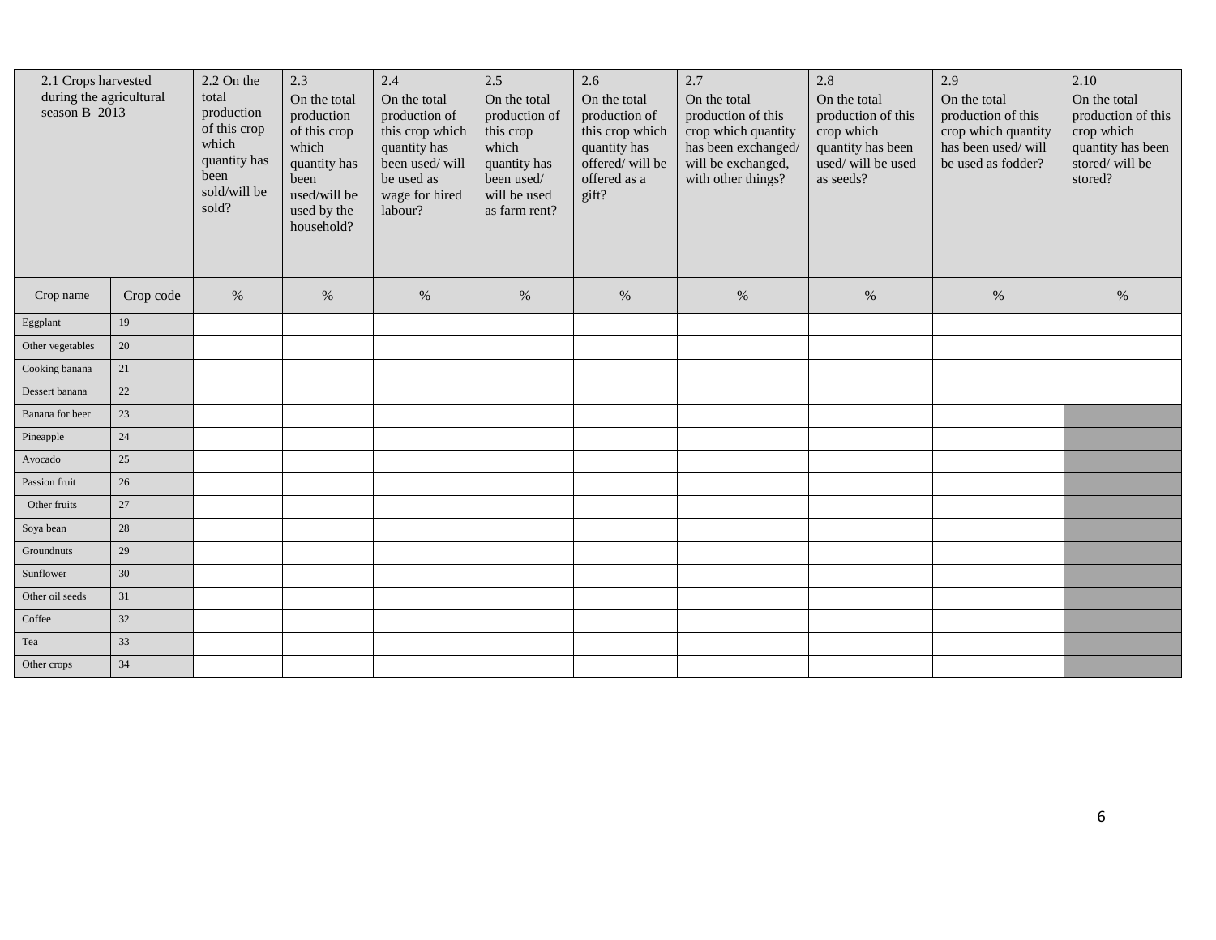| 2.1 Crops harvested during the agricultural season B 2013 | | 2.2 On the total production of this crop which quantity has been sold/will be sold? | 2.3 On the total production of this crop which quantity has been used/will be used by the household? | 2.4 On the total production of this crop which quantity has been used/ will be used as wage for hired labour? | 2.5 On the total production of this crop which quantity has been used/ will be used as farm rent? | 2.6 On the total production of this crop which quantity has offered/ will be offered as a gift? | 2.7 On the total production of this crop which quantity has been exchanged/ will be exchanged, with other things? | 2.8 On the total production of this crop which quantity has been used/ will be used as seeds? | 2.9 On the total production of this crop which quantity has been used/ will be used as fodder? | 2.10 On the total production of this crop which quantity has been stored/ will be stored? |
|---|---|---|---|---|---|---|---|---|---|---|
| Crop name | Crop code | % | % | % | % | % | % | % | % | % |
| Eggplant | 19 | | | | | | | | | |
| Other vegetables | 20 | | | | | | | | | |
| Cooking banana | 21 | | | | | | | | | |
| Dessert banana | 22 | | | | | | | | | |
| Banana for beer | 23 | | | | | | | | | |
| Pineapple | 24 | | | | | | | | | |
| Avocado | 25 | | | | | | | | | |
| Passion fruit | 26 | | | | | | | | | |
| Other fruits | 27 | | | | | | | | | |
| Soya bean | 28 | | | | | | | | | |
| Groundnuts | 29 | | | | | | | | | |
| Sunflower | 30 | | | | | | | | | |
| Other oil seeds | 31 | | | | | | | | | |
| Coffee | 32 | | | | | | | | | |
| Tea | 33 | | | | | | | | | |
| Other crops | 34 | | | | | | | | | |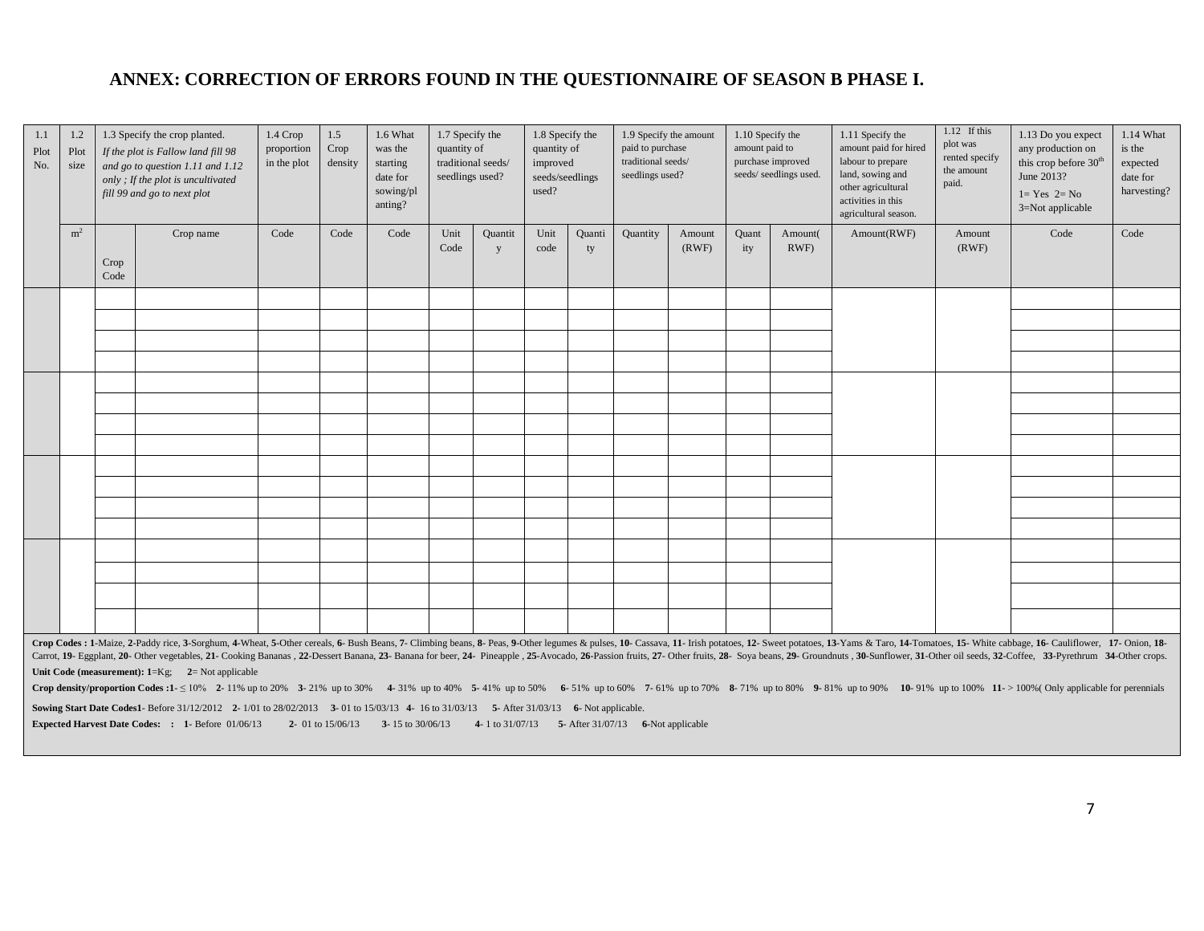## ANNEX: CORRECTION OF ERRORS FOUND IN THE QUESTIONNAIRE OF SEASON B PHASE I.

| 1.1 Plot No. | 1.2 Plot size | 1.3 Specify the crop planted. *If the plot is Fallow land fill 98 and go to question 1.11 and 1.12 only ; If the plot is uncultivated fill 99 and go to next plot* | | 1.4 Crop proportion in the plot | 1.5 Crop density | 1.6 What was the starting date for sowing/planting? | 1.7 Specify the quantity of traditional seeds/ seedlings used? | | 1.8 Specify the quantity of improved seeds/seedlings used? | | 1.9 Specify the amount paid to purchase traditional seeds/ seedlings used? | | 1.10 Specify the amount paid to purchase improved seeds/ seedlings used. | | 1.11 Specify the amount paid for hired labour to prepare land, sowing and other agricultural activities in this agricultural season. | 1.12 If this plot was rented specify the amount paid. | 1.13 Do you expect any production on this crop before 30th June 2013? 1= Yes 2= No 3=Not applicable | 1.14 What is the expected date for harvesting? |
|---|---|---|---|---|---|---|---|---|---|---|---|---|---|---|---|---|---|---|
| | $m^2$ | Crop Code | Crop name | Code | Code | Code | Unit Code | Quantity | Unit code | Quantity | Quantity | Amount (RWF) | Quantity | Amount( RWF) | Amount(RWF) | Amount (RWF) | Code | Code |
| | | | | | | | | | | | | | | | | | | |
| | | | | | | | | | | | | | | | | | | |
| | | | | | | | | | | | | | | | | | | |
| | | | | | | | | | | | | | | | | | | |
| | | | | | | | | | | | | | | | | | | |
| | | | | | | | | | | | | | | | | | | |
| | | | | | | | | | | | | | | | | | | |
| | | | | | | | | | | | | | | | | | | |
| | | | | | | | | | | | | | | | | | | |
| | | | | | | | | | | | | | | | | | | |
| | | | | | | | | | | | | | | | | | | |
| | | | | | | | | | | | | | | | | | | |
| | | | | | | | | | | | | | | | | | | |
| | | | | | | | | | | | | | | | | | | |
| | | | | | | | | | | | | | | | | | | |
| | | | | | | | | | | | | | | | | | | |

**Crop Codes : 1**-Maize, **2**-Paddy rice, **3**-Sorghum, **4**-Wheat, **5**-Other cereals, **6**- Bush Beans, **7**- Climbing beans, **8**- Peas, **9**-Other legumes & pulses, **10**- Cassava, **11**- Irish potatoes, **12**- Sweet potatoes, **13**-Yams & Taro, **14**-Tomatoes, **15**- White cabbage, **16**- Cauliflower, **17**- Onion, **18**-Carrot, **19**- Eggplant, **20**- Other vegetables, **21**- Cooking Bananas , **22**-Dessert Banana, **23**- Banana for beer, **24**- Pineapple , **25**-Avocado, **26**-Passion fruits, **27**- Other fruits, **28**- Soya beans, **29**- Groundnuts , **30**-Sunflower, **31**-Other oil seeds, **32**-Coffee, **33**-Pyrethrum **34**-Other crops.

**Unit Code (measurement): 1**=Kg; **2**= Not applicable

**Crop density/proportion Codes :1**- ≤ 10% **2**- 11% up to 20% **3**- 21% up to 30% **4**- 31% up to 40% **5**- 41% up to 50% **6**- 51% up to 60% **7**- 61% up to 70% **8**- 71% up to 80% **9**- 81% up to 90% **10**- 91% up to 100% **11**- > 100%( Only applicable for perennials

**Sowing Start Date Codes1**- Before 31/12/2012 **2**- 1/01 to 28/02/2013 **3**- 01 to 15/03/13 **4**- 16 to 31/03/13 **5**- After 31/03/13 **6**- Not applicable.

**Expected Harvest Date Codes: : 1**- Before 01/06/13 **2**- 01 to 15/06/13 **3**- 15 to 30/06/13 **4**- 1 to 31/07/13 **5**- After 31/07/13 **6**-Not applicable